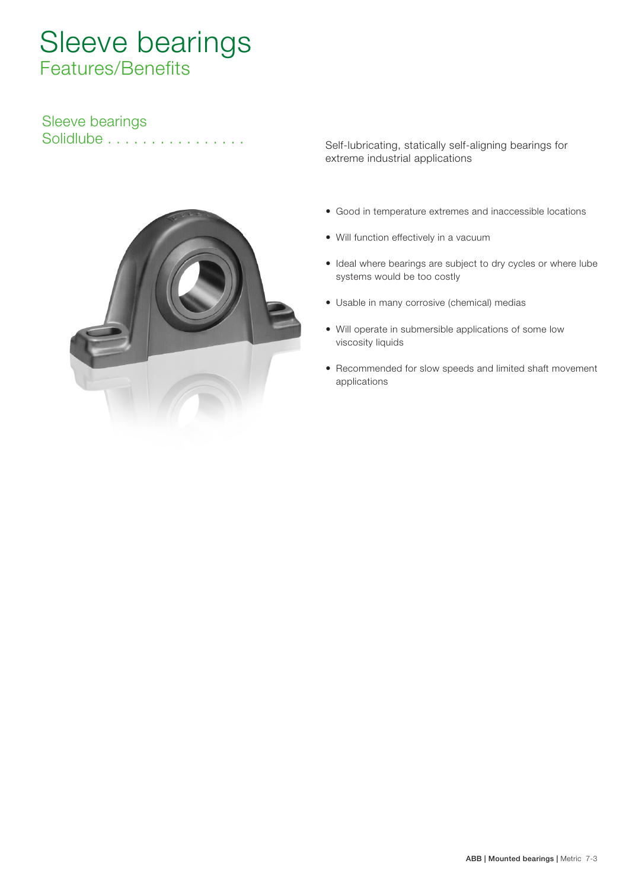# Sleeve bearings

## Features/Benefits

### Sleeve bearings
### Solidlube . . . . . . . . . . . . . . . .

Self-lubricating, statically self-aligning bearings for extreme industrial applications

- Good in temperature extremes and inaccessible locations
- Will function effectively in a vacuum
- Ideal where bearings are subject to dry cycles or where lube systems would be too costly
- Usable in many corrosive (chemical) medias
- Will operate in submersible applications of some low viscosity liquids
- Recommended for slow speeds and limited shaft movement applications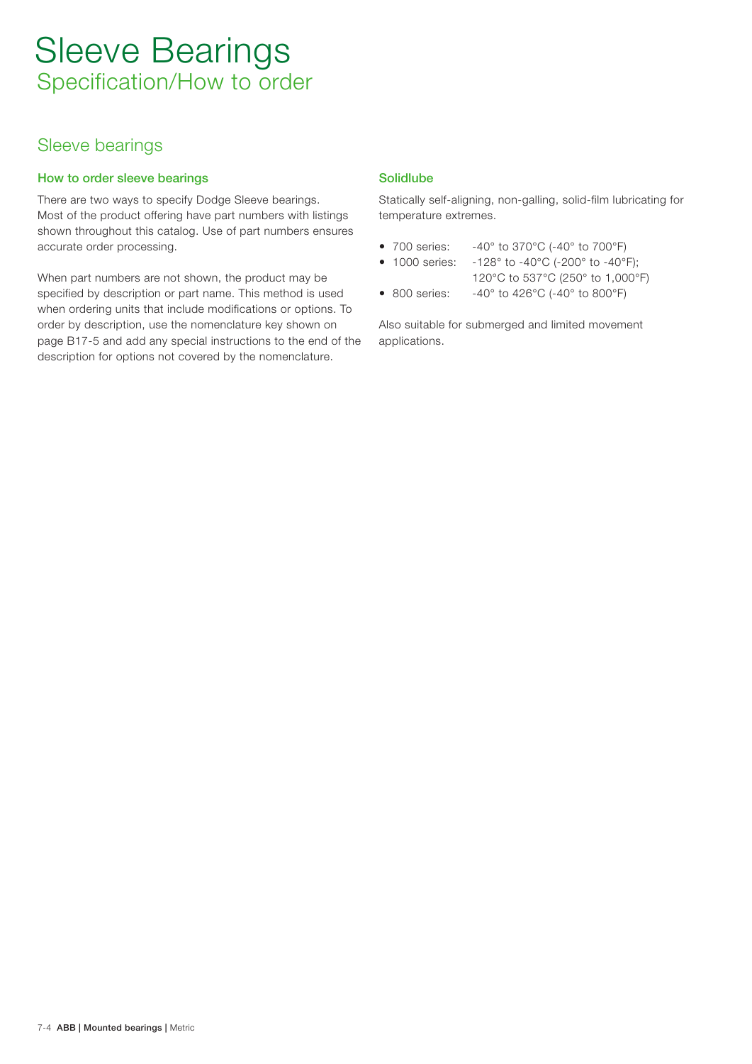# Sleeve Bearings

## Specification/How to order

## Sleeve bearings

### How to order sleeve bearings

There are two ways to specify Dodge Sleeve bearings. Most of the product offering have part numbers with listings shown throughout this catalog. Use of part numbers ensures accurate order processing.

When part numbers are not shown, the product may be specified by description or part name. This method is used when ordering units that include modifications or options. To order by description, use the nomenclature key shown on page B17-5 and add any special instructions to the end of the description for options not covered by the nomenclature.

### Solidlube

Statically self-aligning, non-galling, solid-film lubricating for temperature extremes.

- 700 series: -40° to 370°C (-40° to 700°F)
- 1000 series: -128° to -40°C (-200° to -40°F); 120°C to 537°C (250° to 1,000°F)
- 800 series: -40° to 426°C (-40° to 800°F)

Also suitable for submerged and limited movement applications.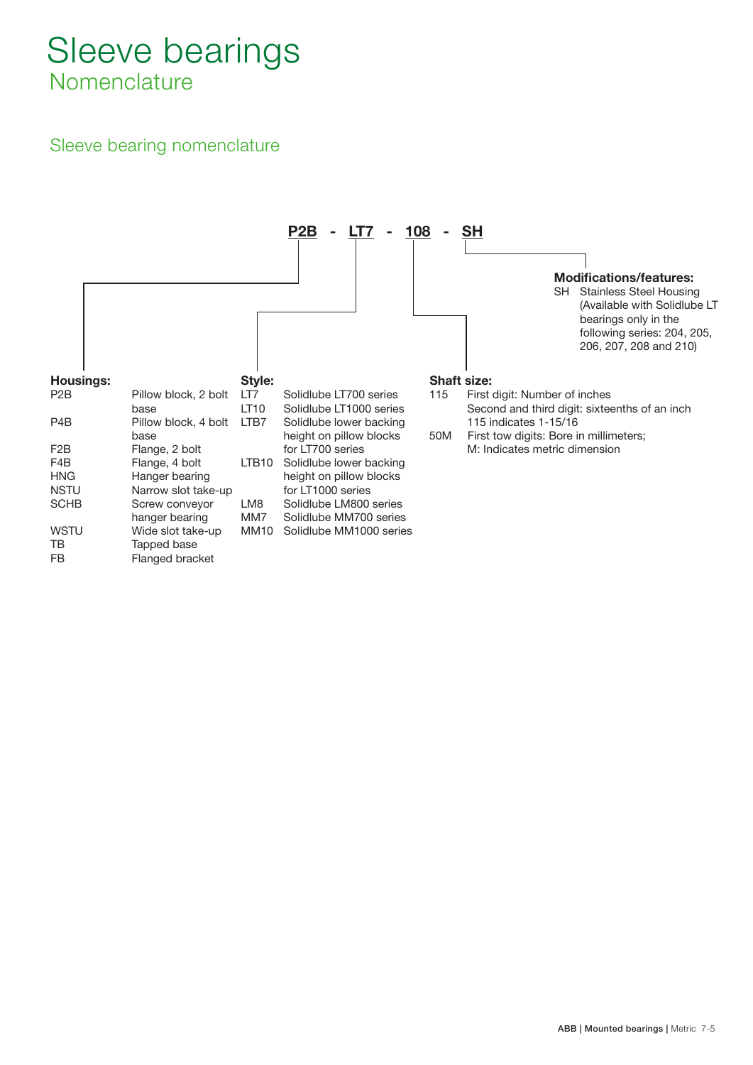# Sleeve bearings
## Nomenclature

### Sleeve bearing nomenclature

**P2B - LT7 - 108 - SH**

**Modifications/features:**

| Code | Description |
|---|---|
| SH | Stainless Steel Housing (Available with Solidlube LT bearings only in the following series: 204, 205, 206, 207, 208 and 210) |

**Housings:**

| Code | Description |
|---|---|
| P2B | Pillow block, 2 bolt base |
| P4B | Pillow block, 4 bolt base |
| F2B | Flange, 2 bolt |
| F4B | Flange, 4 bolt |
| HNG | Hanger bearing |
| NSTU | Narrow slot take-up |
| SCHB | Screw conveyor hanger bearing |
| WSTU | Wide slot take-up |
| TB | Tapped base |
| FB | Flanged bracket |

**Style:**

| Code | Description |
|---|---|
| LT7 | Solidlube LT700 series |
| LT10 | Solidlube LT1000 series |
| LTB7 | Solidlube lower backing height on pillow blocks for LT700 series |
| LTB10 | Solidlube lower backing height on pillow blocks for LT1000 series |
| LM8 | Solidlube LM800 series |
| MM7 | Solidlube MM700 series |
| MM10 | Solidlube MM1000 series |

**Shaft size:**

| Code | Description |
|---|---|
| 115 | First digit: Number of inches<br>Second and third digit: sixteenths of an inch<br>115 indicates 1-15/16 |
| 50M | First tow digits: Bore in millimeters;<br>M: Indicates metric dimension |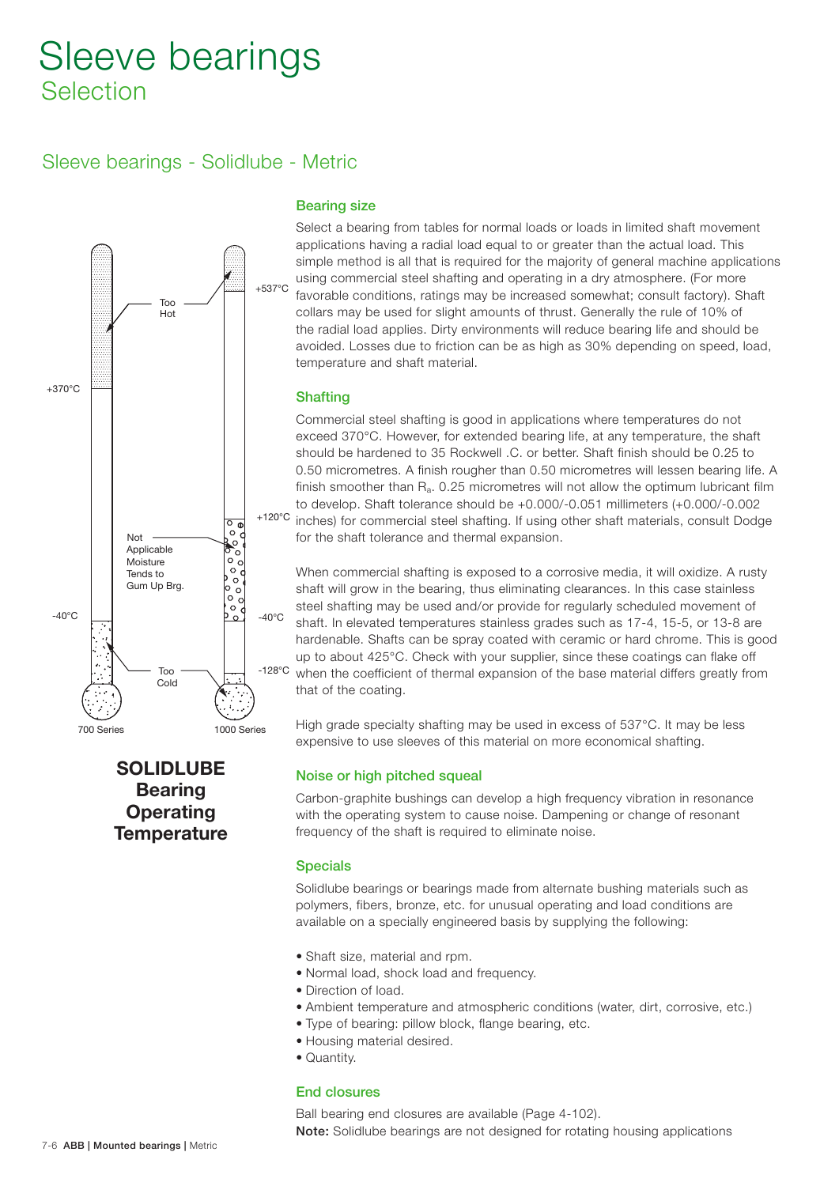# Sleeve bearings

## Selection

## Sleeve bearings - Solidlube - Metric

Too Hot

+537°C

+370°C

+120°C

Not Applicable Moisture Tends to Gum Up Brg.

-40°C

-40°C

Too Cold

-128°C

700 Series

1000 Series

**SOLIDLUBE Bearing Operating Temperature**

### Bearing size

Select a bearing from tables for normal loads or loads in limited shaft movement applications having a radial load equal to or greater than the actual load. This simple method is all that is required for the majority of general machine applications using commercial steel shafting and operating in a dry atmosphere. (For more favorable conditions, ratings may be increased somewhat; consult factory). Shaft collars may be used for slight amounts of thrust. Generally the rule of 10% of the radial load applies. Dirty environments will reduce bearing life and should be avoided. Losses due to friction can be as high as 30% depending on speed, load, temperature and shaft material.

### Shafting

Commercial steel shafting is good in applications where temperatures do not exceed 370°C. However, for extended bearing life, at any temperature, the shaft should be hardened to 35 Rockwell .C. or better. Shaft finish should be 0.25 to 0.50 micrometres. A finish rougher than 0.50 micrometres will lessen bearing life. A finish smoother than $R_a$. 0.25 micrometres will not allow the optimum lubricant film to develop. Shaft tolerance should be +0.000/-0.051 millimeters (+0.000/-0.002 inches) for commercial steel shafting. If using other shaft materials, consult Dodge for the shaft tolerance and thermal expansion.

When commercial shafting is exposed to a corrosive media, it will oxidize. A rusty shaft will grow in the bearing, thus eliminating clearances. In this case stainless steel shafting may be used and/or provide for regularly scheduled movement of shaft. In elevated temperatures stainless grades such as 17-4, 15-5, or 13-8 are hardenable. Shafts can be spray coated with ceramic or hard chrome. This is good up to about 425°C. Check with your supplier, since these coatings can flake off when the coefficient of thermal expansion of the base material differs greatly from that of the coating.

High grade specialty shafting may be used in excess of 537°C. It may be less expensive to use sleeves of this material on more economical shafting.

### Noise or high pitched squeal

Carbon-graphite bushings can develop a high frequency vibration in resonance with the operating system to cause noise. Dampening or change of resonant frequency of the shaft is required to eliminate noise.

### Specials

Solidlube bearings or bearings made from alternate bushing materials such as polymers, fibers, bronze, etc. for unusual operating and load conditions are available on a specially engineered basis by supplying the following:

- Shaft size, material and rpm.
- Normal load, shock load and frequency.
- Direction of load.
- Ambient temperature and atmospheric conditions (water, dirt, corrosive, etc.)
- Type of bearing: pillow block, flange bearing, etc.
- Housing material desired.
- Quantity.

### End closures

Ball bearing end closures are available (Page 4-102).

**Note:** Solidlube bearings are not designed for rotating housing applications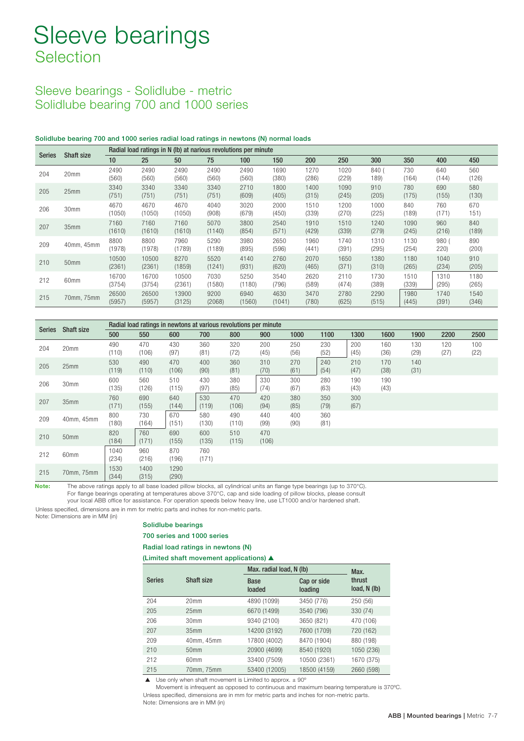# Sleeve bearings
## Selection

## Sleeve bearings - Solidlube - metric
## Solidlube bearing 700 and 1000 series

### Solidlube bearing 700 and 1000 series radial load ratings in newtons (N) normal loads

| Series | Shaft size | Radial load ratings in N (lb) at narious revolutions per minute | | | | | | | | | | | |
|---|---|---|---|---|---|---|---|---|---|---|---|---|---|
| | | 10 | 25 | 50 | 75 | 100 | 150 | 200 | 250 | 300 | 350 | 400 | 450 |
| 204 | 20mm | 2490 (560) | 2490 (560) | 2490 (560) | 2490 (560) | 2490 (560) | 1690 (380) | 1270 (286) | 1020 (229) | 840 ( 189) | 730 (164) | 640 (144) | 560 (126) |
| 205 | 25mm | 3340 (751) | 3340 (751) | 3340 (751) | 3340 (751) | 2710 (609) | 1800 (405) | 1400 (315) | 1090 (245) | 910 (205) | 780 (175) | 690 (155) | 580 (130) |
| 206 | 30mm | 4670 (1050) | 4670 (1050) | 4670 (1050) | 4040 (908) | 3020 (679) | 2000 (450) | 1510 (339) | 1200 (270) | 1000 (225) | 840 (189) | 760 (171) | 670 151) |
| 207 | 35mm | 7160 (1610) | 7160 (1610) | 7160 (1610) | 5070 (1140) | 3800 (854) | 2540 (571) | 1910 (429) | 1510 (339) | 1240 (279) | 1090 (245) | 960 (216) | 840 (189) |
| 209 | 40mm, 45mm | 8800 (1978) | 8800 (1978) | 7960 (1789) | 5290 (1189) | 3980 (895) | 2650 (596) | 1960 (441) | 1740 (391) | 1310 (295) | 1130 (254) | 980 ( 220) | 890 (200) |
| 210 | 50mm | 10500 (2361) | 10500 (2361) | 8270 (1859) | 5520 (1241) | 4140 (931) | 2760 (620) | 2070 (465) | 1650 (371) | 1380 (310) | 1180 (265) | 1040 (234) | 910 (205) |
| 212 | 60mm | 16700 (3754) | 16700 (3754) | 10500 (2361) | 7030 (1580) | 5250 (1180) | 3540 (796) | 2620 (589) | 2110 (474) | 1730 (389) | 1510 (339) | 1310 (295) | 1180 (265) |
| 215 | 70mm, 75mm | 26500 (5957) | 26500 (5957) | 13900 (3125) | 9200 (2068) | 6940 (1560) | 4630 (1041) | 3470 (780) | 2780 (625) | 2290 (515) | 1980 (445) | 1740 (391) | 1540 (346) |

| Series | Shaft size | Radial load ratings in newtons at various revolutions per minute | | | | | | | | | | | | |
|---|---|---|---|---|---|---|---|---|---|---|---|---|---|---|
| | | 500 | 550 | 600 | 700 | 800 | 900 | 1000 | 1100 | 1300 | 1600 | 1900 | 2200 | 2500 |
| 204 | 20mm | 490 (110) | 470 (106) | 430 (97) | 360 (81) | 320 (72) | 200 (45) | 250 (56) | 230 (52) | 200 (45) | 160 (36) | 130 (29) | 120 (27) | 100 (22) |
| 205 | 25mm | 530 (119) | 490 (110) | 470 (106) | 400 (90) | 360 (81) | 310 (70) | 270 (61) | 240 (54) | 210 (47) | 170 (38) | 140 (31) | | |
| 206 | 30mm | 600 (135) | 560 (126) | 510 (115) | 430 (97) | 380 (85) | 330 (74) | 300 (67) | 280 (63) | 190 (43) | 190 (43) | | | |
| 207 | 35mm | 760 (171) | 690 (155) | 640 (144) | 530 (119) | 470 (106) | 420 (94) | 380 (85) | 350 (79) | 300 (67) | | | | |
| 209 | 40mm, 45mm | 800 (180) | 730 (164) | 670 (151) | 580 (130) | 490 (110) | 440 (99) | 400 (90) | 360 (81) | | | | | |
| 210 | 50mm | 820 (184) | 760 (171) | 690 (155) | 600 (135) | 510 (115) | 470 (106) | | | | | | | |
| 212 | 60mm | 1040 (234) | 960 (216) | 870 (196) | 760 (171) | | | | | | | | | |
| 215 | 70mm, 75mm | 1530 (344) | 1400 (315) | 1290 (290) | | | | | | | | | | |

**Note:** The above ratings apply to all base loaded pillow blocks, all cylindrical units an flange type bearings (up to 370°C). For flange bearings operating at temperatures above 370°C, cap and side loading of pillow blocks, please consult your local ABB office for assistance. For operation speeds below heavy line, use LT1000 and/or hardened shaft.

Unless specified, dimensions are in mm for metric parts and inches for non-metric parts.
Note: Dimensions are in MM (in)

### Solidlube bearings
### 700 series and 1000 series
### Radial load ratings in newtons (N)
### (Limited shaft movement applications) ▲

| Series | Shaft size | Max. radial load, N (lb) | | Max. thrust load, N (lb) |
|---|---|---|---|---|
| | | Base loaded | Cap or side loading | |
| 204 | 20mm | 4890 (1099) | 3450 (776) | 250 (56) |
| 205 | 25mm | 6670 (1499) | 3540 (796) | 330 (74) |
| 206 | 30mm | 9340 (2100) | 3650 (821) | 470 (106) |
| 207 | 35mm | 14200 (3192) | 7600 (1709) | 720 (162) |
| 209 | 40mm, 45mm | 17800 (4002) | 8470 (1904) | 880 (198) |
| 210 | 50mm | 20900 (4699) | 8540 (1920) | 1050 (236) |
| 212 | 60mm | 33400 (7509) | 10500 (2361) | 1670 (375) |
| 215 | 70mm, 75mm | 53400 (12005) | 18500 (4159) | 2660 (598) |

▲ Use only when shaft movement is Limited to approx. ± 90º
Movement is infrequent as opposed to continuous and maximum bearing temperature is 370ºC.

Unless specified, dimensions are in mm for metric parts and inches for non-metric parts.
Note: Dimensions are in MM (in)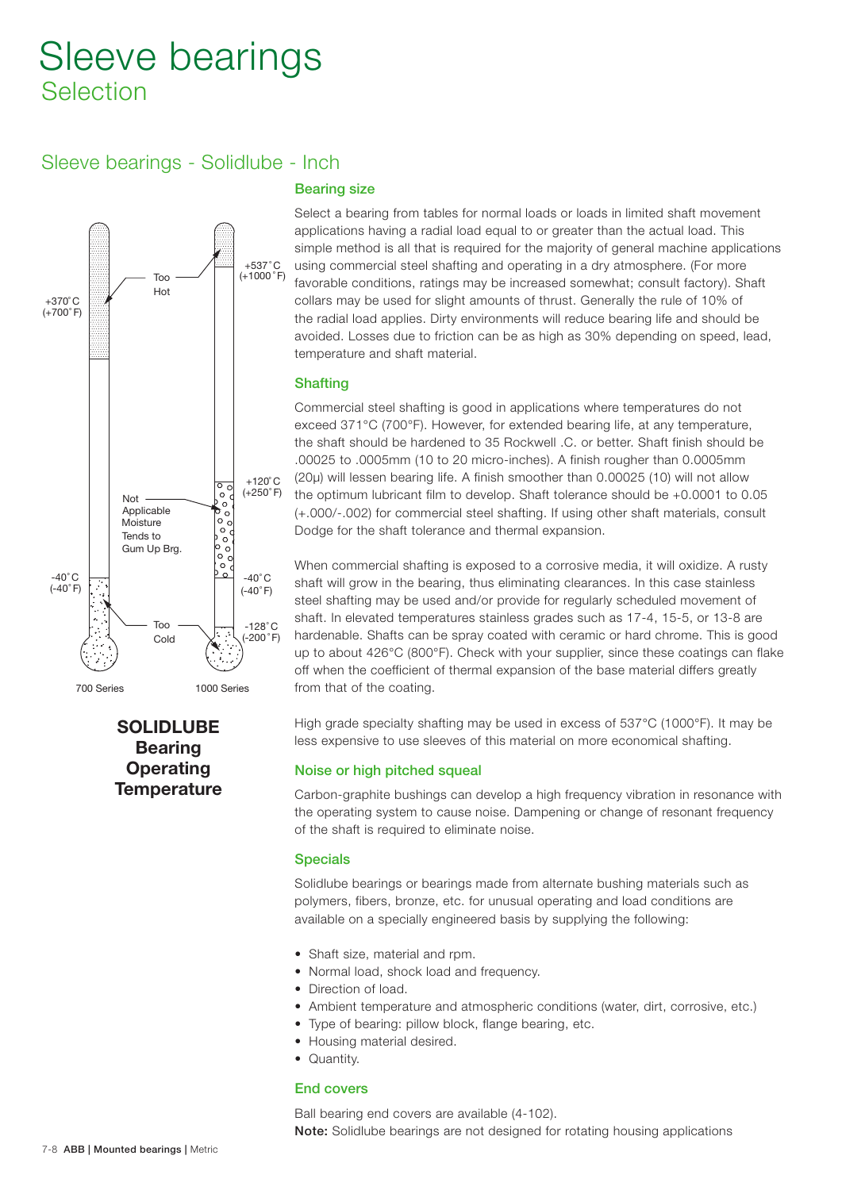# Sleeve bearings
## Selection

### Sleeve bearings - Solidlube - Inch

Too Hot

+370˚C (+700˚F)

+537˚C (+1000˚F)

+120˚C (+250˚F)

Not Applicable Moisture Tends to Gum Up Brg.

-40˚C (-40˚F)

-40˚C (-40˚F)

Too Cold

-128˚C (-200˚F)

700 Series

1000 Series

**SOLIDLUBE Bearing Operating Temperature**

#### Bearing size

Select a bearing from tables for normal loads or loads in limited shaft movement applications having a radial load equal to or greater than the actual load. This simple method is all that is required for the majority of general machine applications using commercial steel shafting and operating in a dry atmosphere. (For more favorable conditions, ratings may be increased somewhat; consult factory.) Shaft collars may be used for slight amounts of thrust. Generally the rule of 10% of the radial load applies. Dirty environments will reduce bearing life and should be avoided. Losses due to friction can be as high as 30% depending on speed, lead, temperature and shaft material.

#### Shafting

Commercial steel shafting is good in applications where temperatures do not exceed 371°C (700°F). However, for extended bearing life, at any temperature, the shaft should be hardened to 35 Rockwell .C. or better. Shaft finish should be .00025 to .0005mm (10 to 20 micro-inches). A finish rougher than 0.0005mm (20μ) will lessen bearing life. A finish smoother than 0.00025 (10) will not allow the optimum lubricant film to develop. Shaft tolerance should be +0.0001 to 0.05 (+.000/-.002) for commercial steel shafting. If using other shaft materials, consult Dodge for the shaft tolerance and thermal expansion.

When commercial shafting is exposed to a corrosive media, it will oxidize. A rusty shaft will grow in the bearing, thus eliminating clearances. In this case stainless steel shafting may be used and/or provide for regularly scheduled movement of shaft. In elevated temperatures stainless grades such as 17-4, 15-5, or 13-8 are hardenable. Shafts can be spray coated with ceramic or hard chrome. This is good up to about 426°C (800°F). Check with your supplier, since these coatings can flake off when the coefficient of thermal expansion of the base material differs greatly from that of the coating.

High grade specialty shafting may be used in excess of 537°C (1000°F). It may be less expensive to use sleeves of this material on more economical shafting.

#### Noise or high pitched squeal

Carbon-graphite bushings can develop a high frequency vibration in resonance with the operating system to cause noise. Dampening or change of resonant frequency of the shaft is required to eliminate noise.

#### Specials

Solidlube bearings or bearings made from alternate bushing materials such as polymers, fibers, bronze, etc. for unusual operating and load conditions are available on a specially engineered basis by supplying the following:

- Shaft size, material and rpm.
- Normal load, shock load and frequency.
- Direction of load.
- Ambient temperature and atmospheric conditions (water, dirt, corrosive, etc.)
- Type of bearing: pillow block, flange bearing, etc.
- Housing material desired.
- Quantity.

#### End covers

Ball bearing end covers are available (4-102).

**Note:** Solidlube bearings are not designed for rotating housing applications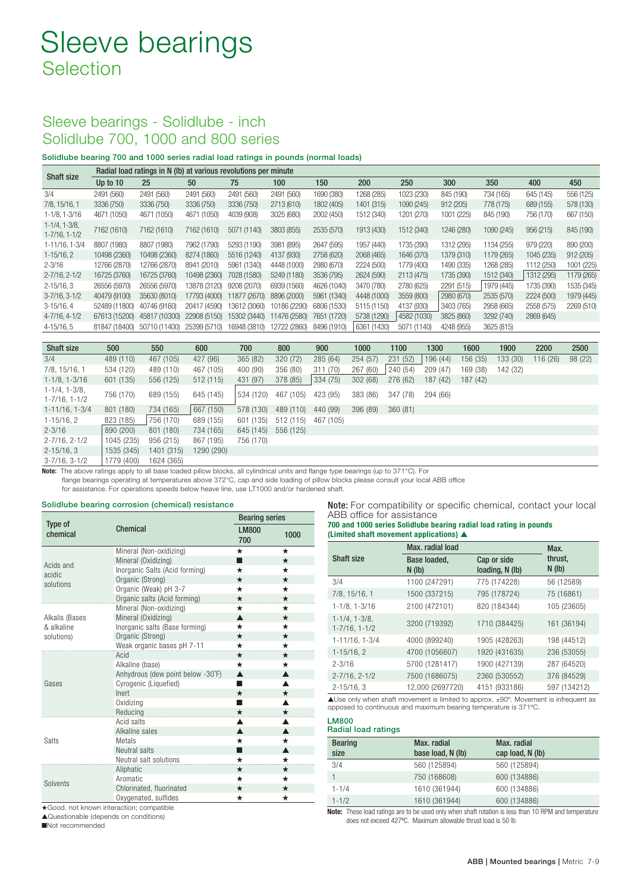# Sleeve bearings
## Selection

## Sleeve bearings - Solidlube - inch
## Solidlube 700, 1000 and 800 series

### Solidlube bearing 700 and 1000 series radial load ratings in pounds (normal loads)

| Shaft size | Radial load ratings in N (lb) at various revolutions per minute | | | | | | | | | | | |
|---|---|---|---|---|---|---|---|---|---|---|---|---|
| | Up to 10 | 25 | 50 | 75 | 100 | 150 | 200 | 250 | 300 | 350 | 400 | 450 |
| 3/4 | 2491 (560) | 2491 (560) | 2491 (560) | 2491 (560) | 2491 (560) | 1690 (380) | 1268 (285) | 1023 (230) | 845 (190) | 734 (165) | 645 (145) | 556 (125) |
| 7/8, 15/16, 1 | 3336 (750) | 3336 (750) | 3336 (750) | 3336 (750) | 2713 (610) | 1802 (405) | 1401 (315) | 1090 (245) | 912 (205) | 778 (175) | 689 (155) | 578 (130) |
| 1-1/8, 1-3/16 | 4671 (1050) | 4671 (1050) | 4671 (1050) | 4039 (908) | 3025 (680) | 2002 (450) | 1512 (340) | 1201 (270) | 1001 (225) | 845 (190) | 756 (170) | 667 (150) |
| 1-1/4, 1-3/8, 1-7/16, 1-1/2 | 7162 (1610) | 7162 (1610) | 7162 (1610) | 5071 (1140) | 3803 (855) | 2535 (570) | 1913 (430) | 1512 (340) | 1246 (280) | 1090 (245) | 956 (215) | 845 (190) |
| 1-11/16, 1-3/4 | 8807 (1980) | 8807 (1980) | 7962 (1790) | 5293 (1190) | 3981 (895) | 2647 (595) | 1957 (440) | 1735 (390) | 1312 (295) | 1134 (255) | 979 (220) | 890 (200) |
| 1-15/16, 2 | 10498 (2360) | 10498 (2360) | 8274 (1860) | 5516 (1240) | 4137 (930) | 2758 (620) | 2068 (465) | 1646 (370) | 1379 (310) | 1179 (265) | 1045 (235) | 912 (205) |
| 2-3/16 | 12766 (2870) | 12766 (2870) | 8941 (2010) | 5961 (1340) | 4448 (1000) | 2980 (670) | 2224 (500) | 1779 (400) | 1490 (335) | 1268 (285) | 1112 (250) | 1001 (225) |
| 2-7/16, 2-1/2 | 16725 (3760) | 16725 (3760) | 10498 (2360) | 7028 (1580) | 5249 (1180) | 3536 (795) | 2624 (590) | 2113 (475) | 1735 (390) | 1512 (340) | 1312 (295) | 1179 (265) |
| 2-15/16, 3 | 26556 (5970) | 26556 (5970) | 13878 (3120) | 9208 (2070) | 6939 (1560) | 4626 (1040) | 3470 (780) | 2780 (625) | 2291 (515) | 1979 (445) | 1735 (390) | 1535 (345) |
| 3-7/16, 3-1/2 | 40479 (9100) | 35630 (8010) | 17793 (4000) | 11877 (2670) | 8896 (2000) | 5961 (1340) | 4448 (1000) | 3559 (800) | 2980 (670) | 2535 (570) | 2224 (500) | 1979 (445) |
| 3-15/16, 4 | 52489 (11800) | 40746 (9160) | 20417 (4590) | 13612 (3060) | 10186 (2290) | 6806 (1530) | 5115 (1150) | 4137 (930) | 3403 (765) | 2958 (665) | 2558 (575) | 2269 (510) |
| 4-7/16, 4-1/2 | 67613 (15200) | 45817 (10300) | 22908 (5150) | 15302 (3440) | 11476 (2580) | 7651 (1720) | 5738 (1290) | 4582 (1030) | 3825 (860) | 3292 (740) | 2869 (645) | |
| 4-15/16, 5 | 81847 (18400) | 50710 (11400) | 25399 (5710) | 16948 (3810) | 12722 (2860) | 8496 (1910) | 6361 (1430) | 5071 (1140) | 4248 (955) | 3625 (815) | | |

| Shaft size | 500 | 550 | 600 | 700 | 800 | 900 | 1000 | 1100 | 1300 | 1600 | 1900 | 2200 | 2500 |
|---|---|---|---|---|---|---|---|---|---|---|---|---|---|
| 3/4 | 489 (110) | 467 (105) | 427 (96) | 365 (82) | 320 (72) | 285 (64) | 254 (57) | 231 (52) | 196 (44) | 156 (35) | 133 (30) | 116 (26) | 98 (22) |
| 7/8, 15/16, 1 | 534 (120) | 489 (110) | 467 (105) | 400 (90) | 356 (80) | 311 (70) | 267 (60) | 240 (54) | 209 (47) | 169 (38) | 142 (32) | | |
| 1-1/8, 1-3/16 | 601 (135) | 556 (125) | 512 (115) | 431 (97) | 378 (85) | 334 (75) | 302 (68) | 276 (62) | 187 (42) | 187 (42) | | | |
| 1-1/4, 1-3/8, 1-7/16, 1-1/2 | 756 (170) | 689 (155) | 645 (145) | 534 (120) | 467 (105) | 423 (95) | 383 (86) | 347 (78) | 294 (66) | | | | |
| 1-11/16, 1-3/4 | 801 (180) | 734 (165) | 667 (150) | 578 (130) | 489 (110) | 440 (99) | 396 (89) | 360 (81) | | | | | |
| 1-15/16, 2 | 823 (185) | 756 (170) | 689 (155) | 601 (135) | 512 (115) | 467 (105) | | | | | | | |
| 2-3/16 | 890 (200) | 801 (180) | 734 (165) | 645 (145) | 556 (125) | | | | | | | | |
| 2-7/16, 2-1/2 | 1045 (235) | 956 (215) | 867 (195) | 756 (170) | | | | | | | | | |
| 2-15/16, 3 | 1535 (345) | 1401 (315) | 1290 (290) | | | | | | | | | | |
| 3-7/16, 3-1/2 | 1779 (400) | 1624 (365) | | | | | | | | | | | |

**Note:** The above ratings apply to all base loaded pillow blocks, all cylindrical units and flange type bearings (up to 371°C). For flange bearings operating at temperatures above 372°C, cap and side loading of pillow blocks please consult your local ABB office for assistance. For operations speeds below heave line, use LT1000 and/or hardened shaft.

### Solidlube bearing corrosion (chemical) resistance

| Type of chemical | Chemical | Bearing series | |
|---|---|---|---|
| | | LM800 700 | 1000 |
| Acids and acidic solutions | Mineral (Non-oxidizing) | ★ | ★ |
| | Mineral (Oxidizing) | ■ | ★ |
| | Inorganic Salts (Acid forming) | ★ | ★ |
| | Organic (Strong) | ★ | ★ |
| | Organic (Weak) pH 3-7 | ★ | ★ |
| | Organic salts (Acid forming) | ★ | ★ |
| Alkalis (Bases & alkaline solutions) | Mineral (Non-oxidizing) | ★ | ★ |
| | Mineral (Oxidizing) | ▲ | ★ |
| | Inorganic salts (Base forming) | ★ | ★ |
| | Organic (Strong) | ★ | ★ |
| | Weak organic bases pH 7-11 | ★ | ★ |
| Gases | Acid | ★ | ★ |
| | Alkaline (base) | ★ | ★ |
| | Anhydrous (dew point below -30°F) | ▲ | ▲ |
| | Cyrogenic (Liquefied) | ■ | ▲ |
| | Inert | ★ | ★ |
| | Oxidizing | ■ | ▲ |
| | Reducing | ★ | ★ |
| Salts | Acid salts | ▲ | ▲ |
| | Alkaline sales | ▲ | ▲ |
| | Metals | ★ | ★ |
| | Neutral salts | ■ | ▲ |
| | Neutral salt solutions | ★ | ★ |
| Solvents | Aliphatic | ★ | ★ |
| | Aromatic | ★ | ★ |
| | Chlorinated, fluorinated | ★ | ★ |
| | Oxygenated, sulfides | ★ | ★ |

★Good. not known interaction; compatible
▲Questionable (depends on conditions)
■Not recommended

**Note:** For compatibility or specific chemical, contact your local ABB office for assistance

### 700 and 1000 series Solidlube bearing radial load rating in pounds (Limited shaft movement applications) ▲

| Shaft size | Max. radial load | | Max. thrust, N (lb) |
|---|---|---|---|
| | Base loaded, N (lb) | Cap or side loading, N (lb) | |
| 3/4 | 1100 (247291) | 775 (174228) | 56 (12589) |
| 7/8, 15/16, 1 | 1500 (337215) | 795 (178724) | 75 (16861) |
| 1-1/8, 1-3/16 | 2100 (472101) | 820 (184344) | 105 (23605) |
| 1-1/4, 1-3/8, 1-7/16, 1-1/2 | 3200 (719392) | 1710 (384425) | 161 (36194) |
| 1-11/16, 1-3/4 | 4000 (899240) | 1905 (428263) | 198 (44512) |
| 1-15/16, 2 | 4700 (1056607) | 1920 (431635) | 236 (53055) |
| 2-3/16 | 5700 (1281417) | 1900 (427139) | 287 (64520) |
| 2-7/16, 2-1/2 | 7500 (1686075) | 2360 (530552) | 376 (84529) |
| 2-15/16, 3 | 12,000 (2697720) | 4151 (933186) | 597 (134212) |

▲Use only when shaft movement is limited to approx. ±90°. Movement is infrequent as opposed to continuous and maximum bearing temperature is 371°C.

### LM800
### Radial load ratings

| Bearing size | Max. radial base load, N (lb) | Max. radial cap load, N (lb) |
|---|---|---|
| 3/4 | 560 (125894) | 560 (125894) |
| 1 | 750 (168608) | 600 (134886) |
| 1-1/4 | 1610 (361944) | 600 (134886) |
| 1-1/2 | 1610 (361944) | 600 (134886) |

**Note:** These load ratings are to be used only when shaft rotation is less than 10 RPM and temperature does not exceed 427°C. Maximum allowable thrust load is 50 lb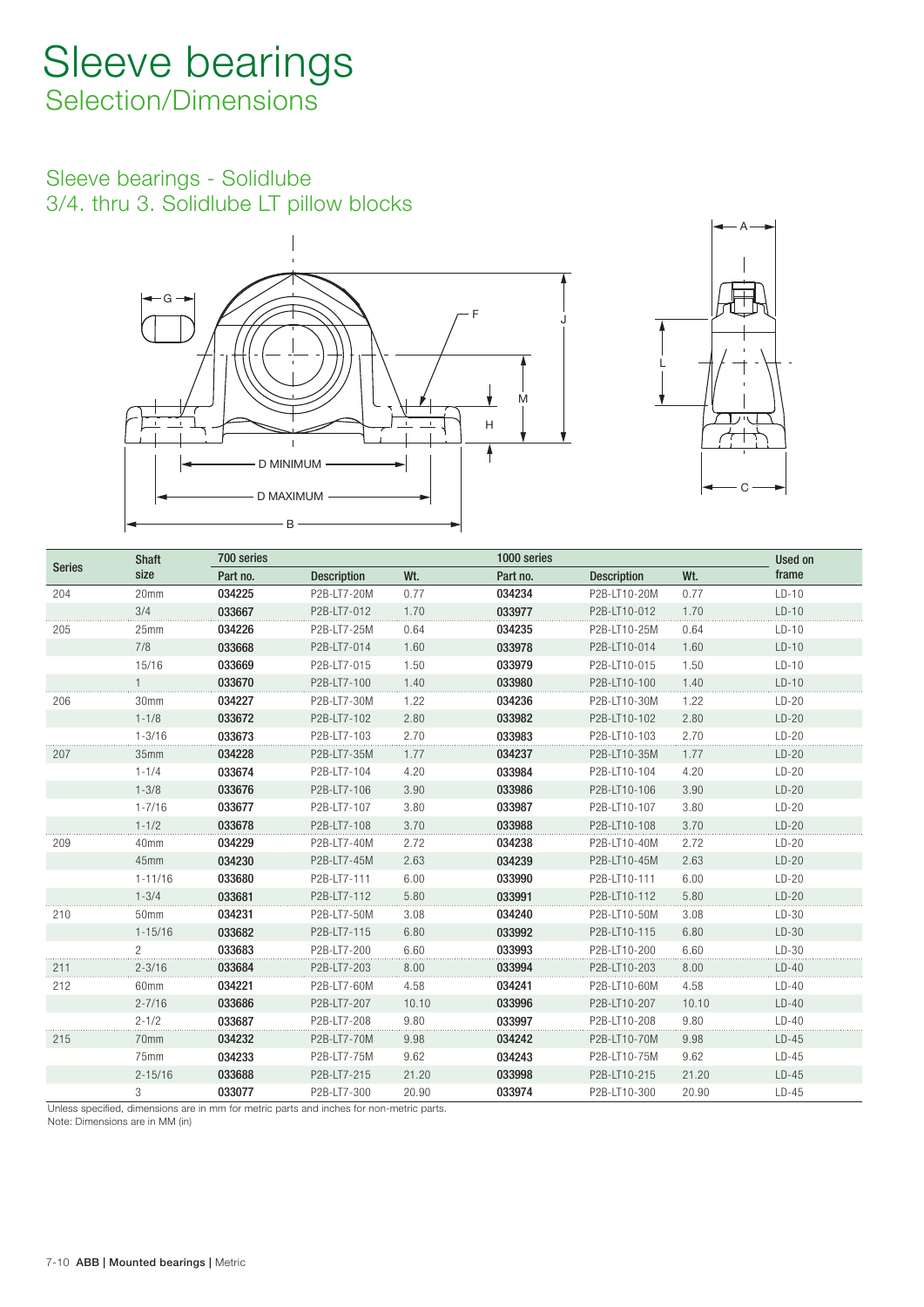# Sleeve bearings

## Selection/Dimensions

### Sleeve bearings - Solidlube
### 3/4. thru 3. Solidlube LT pillow blocks

G
F
J
M
H
D MINIMUM
D MAXIMUM
B
A
L
C

| Series | Shaft size | 700 series | | | 1000 series | | | Used on frame |
|---|---|---|---|---|---|---|---|---|
| | | Part no. | Description | Wt. | Part no. | Description | Wt. | |
| 204 | 20mm | 034225 | P2B-LT7-20M | 0.77 | 034234 | P2B-LT10-20M | 0.77 | LD-10 |
| | 3/4 | 033667 | P2B-LT7-012 | 1.70 | 033977 | P2B-LT10-012 | 1.70 | LD-10 |
| 205 | 25mm | 034226 | P2B-LT7-25M | 0.64 | 034235 | P2B-LT10-25M | 0.64 | LD-10 |
| | 7/8 | 033668 | P2B-LT7-014 | 1.60 | 033978 | P2B-LT10-014 | 1.60 | LD-10 |
| | 15/16 | 033669 | P2B-LT7-015 | 1.50 | 033979 | P2B-LT10-015 | 1.50 | LD-10 |
| | 1 | 033670 | P2B-LT7-100 | 1.40 | 033980 | P2B-LT10-100 | 1.40 | LD-10 |
| 206 | 30mm | 034227 | P2B-LT7-30M | 1.22 | 034236 | P2B-LT10-30M | 1.22 | LD-20 |
| | 1-1/8 | 033672 | P2B-LT7-102 | 2.80 | 033982 | P2B-LT10-102 | 2.80 | LD-20 |
| | 1-3/16 | 033673 | P2B-LT7-103 | 2.70 | 033983 | P2B-LT10-103 | 2.70 | LD-20 |
| 207 | 35mm | 034228 | P2B-LT7-35M | 1.77 | 034237 | P2B-LT10-35M | 1.77 | LD-20 |
| | 1-1/4 | 033674 | P2B-LT7-104 | 4.20 | 033984 | P2B-LT10-104 | 4.20 | LD-20 |
| | 1-3/8 | 033676 | P2B-LT7-106 | 3.90 | 033986 | P2B-LT10-106 | 3.90 | LD-20 |
| | 1-7/16 | 033677 | P2B-LT7-107 | 3.80 | 033987 | P2B-LT10-107 | 3.80 | LD-20 |
| | 1-1/2 | 033678 | P2B-LT7-108 | 3.70 | 033988 | P2B-LT10-108 | 3.70 | LD-20 |
| 209 | 40mm | 034229 | P2B-LT7-40M | 2.72 | 034238 | P2B-LT10-40M | 2.72 | LD-20 |
| | 45mm | 034230 | P2B-LT7-45M | 2.63 | 034239 | P2B-LT10-45M | 2.63 | LD-20 |
| | 1-11/16 | 033680 | P2B-LT7-111 | 6.00 | 033990 | P2B-LT10-111 | 6.00 | LD-20 |
| | 1-3/4 | 033681 | P2B-LT7-112 | 5.80 | 033991 | P2B-LT10-112 | 5.80 | LD-20 |
| 210 | 50mm | 034231 | P2B-LT7-50M | 3.08 | 034240 | P2B-LT10-50M | 3.08 | LD-30 |
| | 1-15/16 | 033682 | P2B-LT7-115 | 6.80 | 033992 | P2B-LT10-115 | 6.80 | LD-30 |
| | 2 | 033683 | P2B-LT7-200 | 6.60 | 033993 | P2B-LT10-200 | 6.60 | LD-30 |
| 211 | 2-3/16 | 033684 | P2B-LT7-203 | 8.00 | 033994 | P2B-LT10-203 | 8.00 | LD-40 |
| 212 | 60mm | 034221 | P2B-LT7-60M | 4.58 | 034241 | P2B-LT10-60M | 4.58 | LD-40 |
| | 2-7/16 | 033686 | P2B-LT7-207 | 10.10 | 033996 | P2B-LT10-207 | 10.10 | LD-40 |
| | 2-1/2 | 033687 | P2B-LT7-208 | 9.80 | 033997 | P2B-LT10-208 | 9.80 | LD-40 |
| 215 | 70mm | 034232 | P2B-LT7-70M | 9.98 | 034242 | P2B-LT10-70M | 9.98 | LD-45 |
| | 75mm | 034233 | P2B-LT7-75M | 9.62 | 034243 | P2B-LT10-75M | 9.62 | LD-45 |
| | 2-15/16 | 033688 | P2B-LT7-215 | 21.20 | 033998 | P2B-LT10-215 | 21.20 | LD-45 |
| | 3 | 033077 | P2B-LT7-300 | 20.90 | 033974 | P2B-LT10-300 | 20.90 | LD-45 |

Unless specified, dimensions are in mm for metric parts and inches for non-metric parts.
Note: Dimensions are in MM (in)